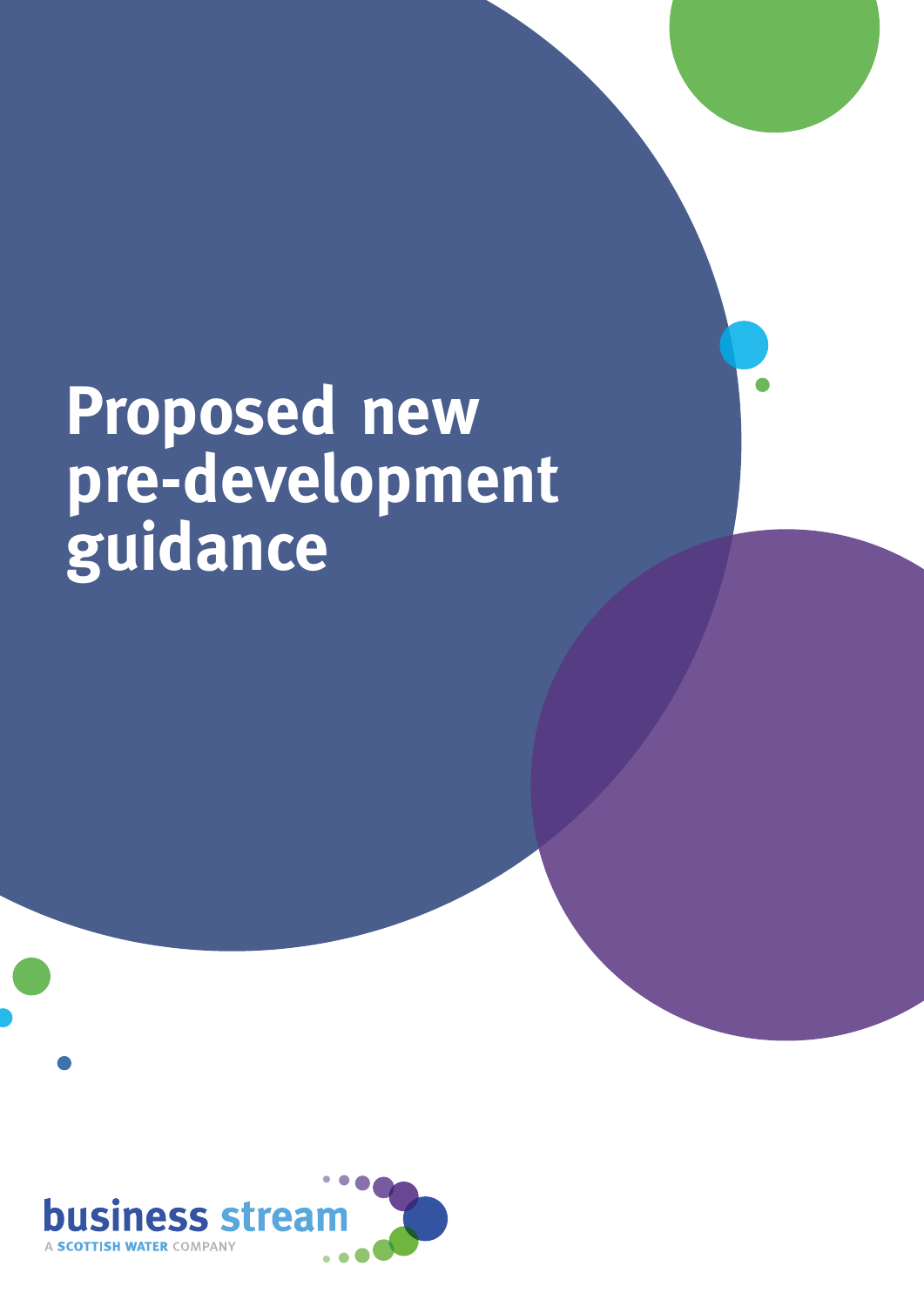# Proposed new pre-development guidance

business stream

A SCOTTISH WATER COMPANY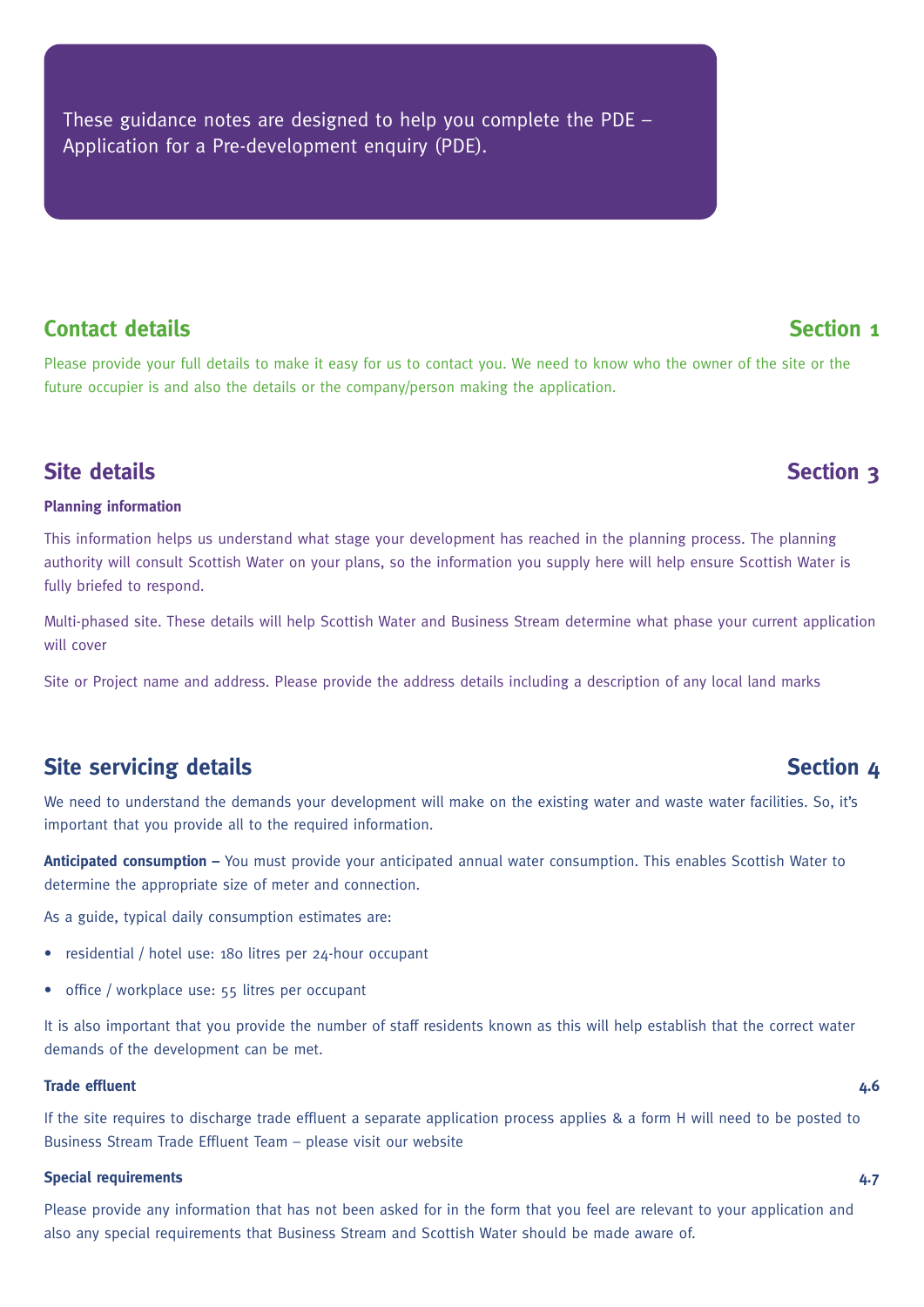These guidance notes are designed to help you complete the PDE – Application for a Pre-development enquiry (PDE).

## Contact details — Section 1

Please provide your full details to make it easy for us to contact you. We need to know who the owner of the site or the future occupier is and also the details or the company/person making the application.

## Site details — Section 3

**Planning information**

This information helps us understand what stage your development has reached in the planning process. The planning authority will consult Scottish Water on your plans, so the information you supply here will help ensure Scottish Water is fully briefed to respond.

Multi-phased site. These details will help Scottish Water and Business Stream determine what phase your current application will cover

Site or Project name and address. Please provide the address details including a description of any local land marks

## Site servicing details — Section 4

We need to understand the demands your development will make on the existing water and waste water facilities. So, it's important that you provide all to the required information.

**Anticipated consumption –** You must provide your anticipated annual water consumption. This enables Scottish Water to determine the appropriate size of meter and connection.

As a guide, typical daily consumption estimates are:

- residential / hotel use: 180 litres per 24-hour occupant
- office / workplace use: 55 litres per occupant

It is also important that you provide the number of staff residents known as this will help establish that the correct water demands of the development can be met.

**Trade effluent** — 4.6

If the site requires to discharge trade effluent a separate application process applies & a form H will need to be posted to Business Stream Trade Effluent Team – please visit our website

**Special requirements** — 4.7

Please provide any information that has not been asked for in the form that you feel are relevant to your application and also any special requirements that Business Stream and Scottish Water should be made aware of.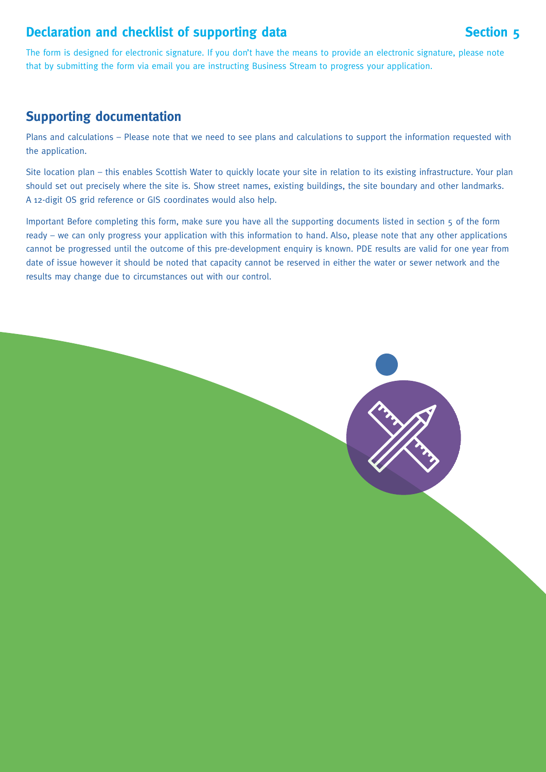## Declaration and checklist of supporting data

**Section 5**

The form is designed for electronic signature. If you don't have the means to provide an electronic signature, please note that by submitting the form via email you are instructing Business Stream to progress your application.

## Supporting documentation

Plans and calculations – Please note that we need to see plans and calculations to support the information requested with the application.

Site location plan – this enables Scottish Water to quickly locate your site in relation to its existing infrastructure. Your plan should set out precisely where the site is. Show street names, existing buildings, the site boundary and other landmarks. A 12-digit OS grid reference or GIS coordinates would also help.

Important Before completing this form, make sure you have all the supporting documents listed in section 5 of the form ready – we can only progress your application with this information to hand. Also, please note that any other applications cannot be progressed until the outcome of this pre-development enquiry is known. PDE results are valid for one year from date of issue however it should be noted that capacity cannot be reserved in either the water or sewer network and the results may change due to circumstances out with our control.